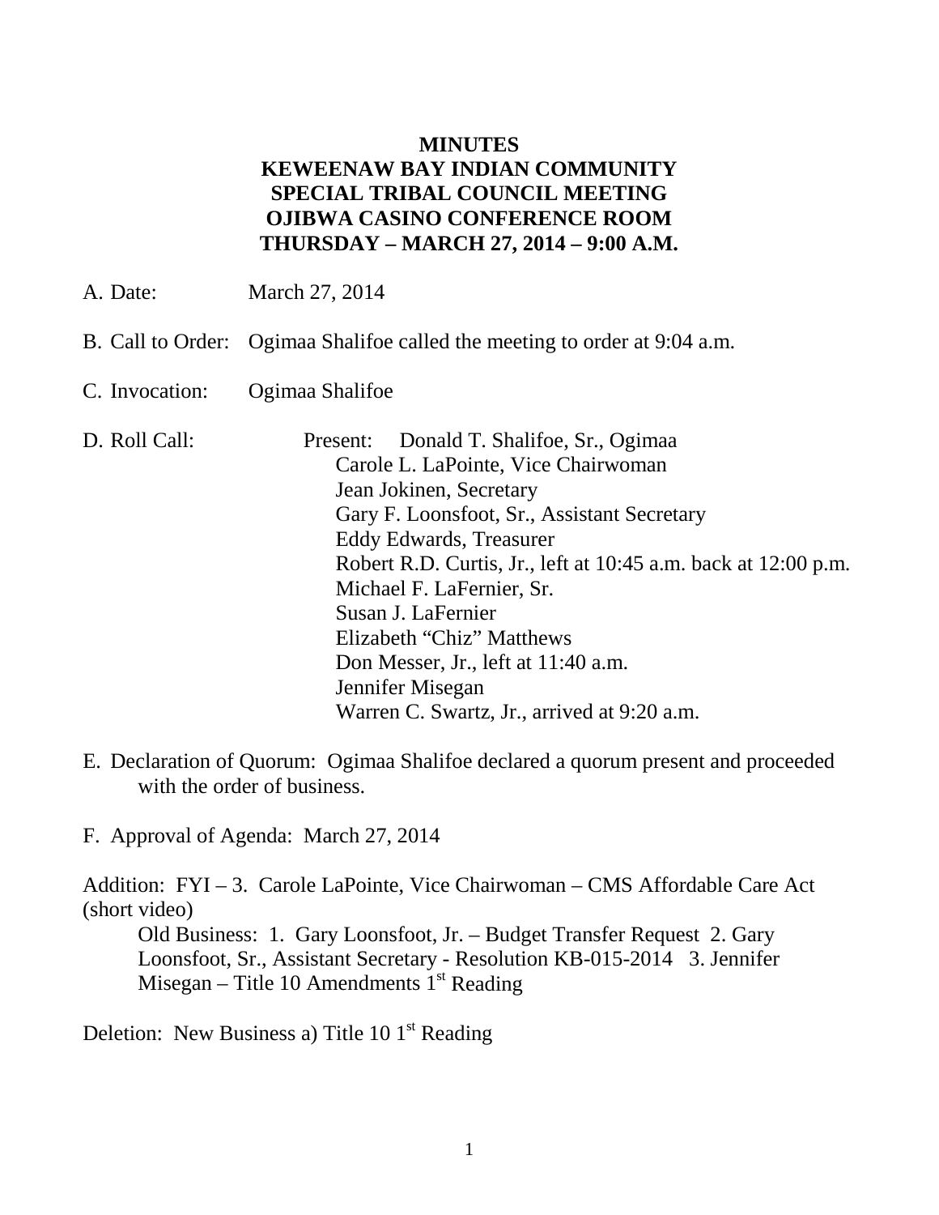**MINUTES**
**KEWEENAW BAY INDIAN COMMUNITY**
**SPECIAL TRIBAL COUNCIL MEETING**
**OJIBWA CASINO CONFERENCE ROOM**
**THURSDAY – MARCH 27, 2014 – 9:00 A.M.**

A. Date: March 27, 2014

B. Call to Order: Ogimaa Shalifoe called the meeting to order at 9:04 a.m.

C. Invocation: Ogimaa Shalifoe

D. Roll Call: Present: Donald T. Shalifoe, Sr., Ogimaa
Carole L. LaPointe, Vice Chairwoman
Jean Jokinen, Secretary
Gary F. Loonsfoot, Sr., Assistant Secretary
Eddy Edwards, Treasurer
Robert R.D. Curtis, Jr., left at 10:45 a.m. back at 12:00 p.m.
Michael F. LaFernier, Sr.
Susan J. LaFernier
Elizabeth "Chiz" Matthews
Don Messer, Jr., left at 11:40 a.m.
Jennifer Misegan
Warren C. Swartz, Jr., arrived at 9:20 a.m.

E. Declaration of Quorum: Ogimaa Shalifoe declared a quorum present and proceeded with the order of business.

F. Approval of Agenda: March 27, 2014

Addition: FYI – 3. Carole LaPointe, Vice Chairwoman – CMS Affordable Care Act (short video)
Old Business: 1. Gary Loonsfoot, Jr. – Budget Transfer Request 2. Gary Loonsfoot, Sr., Assistant Secretary - Resolution KB-015-2014 3. Jennifer Misegan – Title 10 Amendments 1st Reading

Deletion: New Business a) Title 10 1st Reading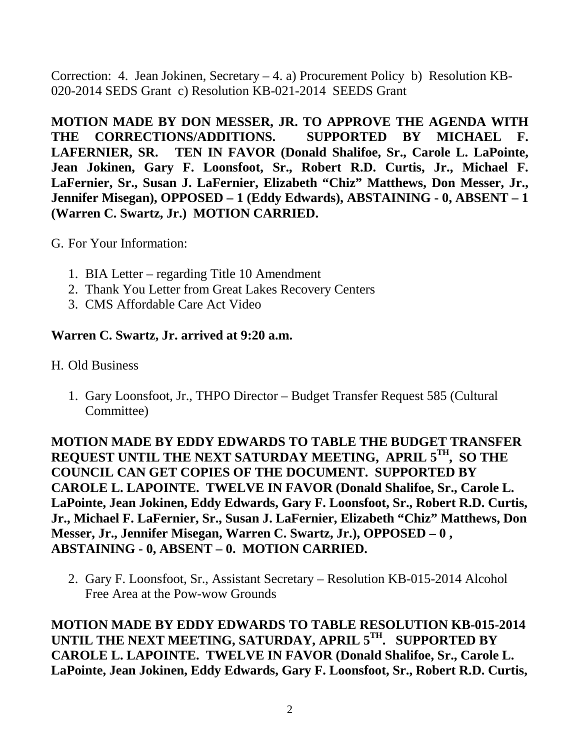Correction: 4. Jean Jokinen, Secretary – 4. a) Procurement Policy b) Resolution KB-020-2014 SEDS Grant c) Resolution KB-021-2014 SEEDS Grant

**MOTION MADE BY DON MESSER, JR. TO APPROVE THE AGENDA WITH THE CORRECTIONS/ADDITIONS. SUPPORTED BY MICHAEL F. LAFERNIER, SR. TEN IN FAVOR (Donald Shalifoe, Sr., Carole L. LaPointe, Jean Jokinen, Gary F. Loonsfoot, Sr., Robert R.D. Curtis, Jr., Michael F. LaFernier, Sr., Susan J. LaFernier, Elizabeth "Chiz" Matthews, Don Messer, Jr., Jennifer Misegan), OPPOSED – 1 (Eddy Edwards), ABSTAINING - 0, ABSENT – 1 (Warren C. Swartz, Jr.) MOTION CARRIED.**

G. For Your Information:

1. BIA Letter – regarding Title 10 Amendment
2. Thank You Letter from Great Lakes Recovery Centers
3. CMS Affordable Care Act Video

**Warren C. Swartz, Jr. arrived at 9:20 a.m.**

H. Old Business

1. Gary Loonsfoot, Jr., THPO Director – Budget Transfer Request 585 (Cultural Committee)

**MOTION MADE BY EDDY EDWARDS TO TABLE THE BUDGET TRANSFER REQUEST UNTIL THE NEXT SATURDAY MEETING, APRIL 5TH, SO THE COUNCIL CAN GET COPIES OF THE DOCUMENT. SUPPORTED BY CAROLE L. LAPOINTE. TWELVE IN FAVOR (Donald Shalifoe, Sr., Carole L. LaPointe, Jean Jokinen, Eddy Edwards, Gary F. Loonsfoot, Sr., Robert R.D. Curtis, Jr., Michael F. LaFernier, Sr., Susan J. LaFernier, Elizabeth "Chiz" Matthews, Don Messer, Jr., Jennifer Misegan, Warren C. Swartz, Jr.), OPPOSED – 0 , ABSTAINING - 0, ABSENT – 0. MOTION CARRIED.**

2. Gary F. Loonsfoot, Sr., Assistant Secretary – Resolution KB-015-2014 Alcohol Free Area at the Pow-wow Grounds

**MOTION MADE BY EDDY EDWARDS TO TABLE RESOLUTION KB-015-2014 UNTIL THE NEXT MEETING, SATURDAY, APRIL 5TH. SUPPORTED BY CAROLE L. LAPOINTE. TWELVE IN FAVOR (Donald Shalifoe, Sr., Carole L. LaPointe, Jean Jokinen, Eddy Edwards, Gary F. Loonsfoot, Sr., Robert R.D. Curtis,**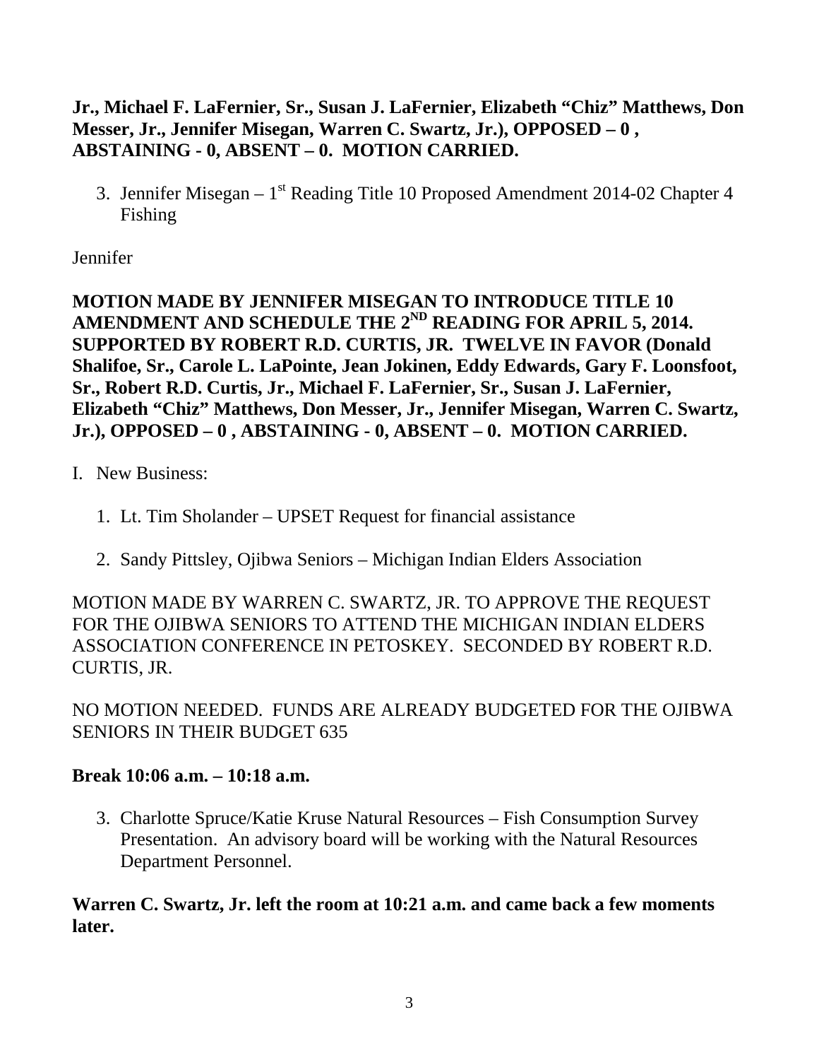**Jr., Michael F. LaFernier, Sr., Susan J. LaFernier, Elizabeth "Chiz" Matthews, Don Messer, Jr., Jennifer Misegan, Warren C. Swartz, Jr.), OPPOSED – 0 , ABSTAINING - 0, ABSENT – 0. MOTION CARRIED.**

3. Jennifer Misegan – 1st Reading Title 10 Proposed Amendment 2014-02 Chapter 4 Fishing

Jennifer

**MOTION MADE BY JENNIFER MISEGAN TO INTRODUCE TITLE 10 AMENDMENT AND SCHEDULE THE 2ND READING FOR APRIL 5, 2014. SUPPORTED BY ROBERT R.D. CURTIS, JR. TWELVE IN FAVOR (Donald Shalifoe, Sr., Carole L. LaPointe, Jean Jokinen, Eddy Edwards, Gary F. Loonsfoot, Sr., Robert R.D. Curtis, Jr., Michael F. LaFernier, Sr., Susan J. LaFernier, Elizabeth "Chiz" Matthews, Don Messer, Jr., Jennifer Misegan, Warren C. Swartz, Jr.), OPPOSED – 0 , ABSTAINING - 0, ABSENT – 0. MOTION CARRIED.**

I. New Business:

1. Lt. Tim Sholander – UPSET Request for financial assistance

2. Sandy Pittsley, Ojibwa Seniors – Michigan Indian Elders Association

MOTION MADE BY WARREN C. SWARTZ, JR. TO APPROVE THE REQUEST FOR THE OJIBWA SENIORS TO ATTEND THE MICHIGAN INDIAN ELDERS ASSOCIATION CONFERENCE IN PETOSKEY. SECONDED BY ROBERT R.D. CURTIS, JR.

NO MOTION NEEDED. FUNDS ARE ALREADY BUDGETED FOR THE OJIBWA SENIORS IN THEIR BUDGET 635

**Break 10:06 a.m. – 10:18 a.m.**

3. Charlotte Spruce/Katie Kruse Natural Resources – Fish Consumption Survey Presentation. An advisory board will be working with the Natural Resources Department Personnel.

**Warren C. Swartz, Jr. left the room at 10:21 a.m. and came back a few moments later.**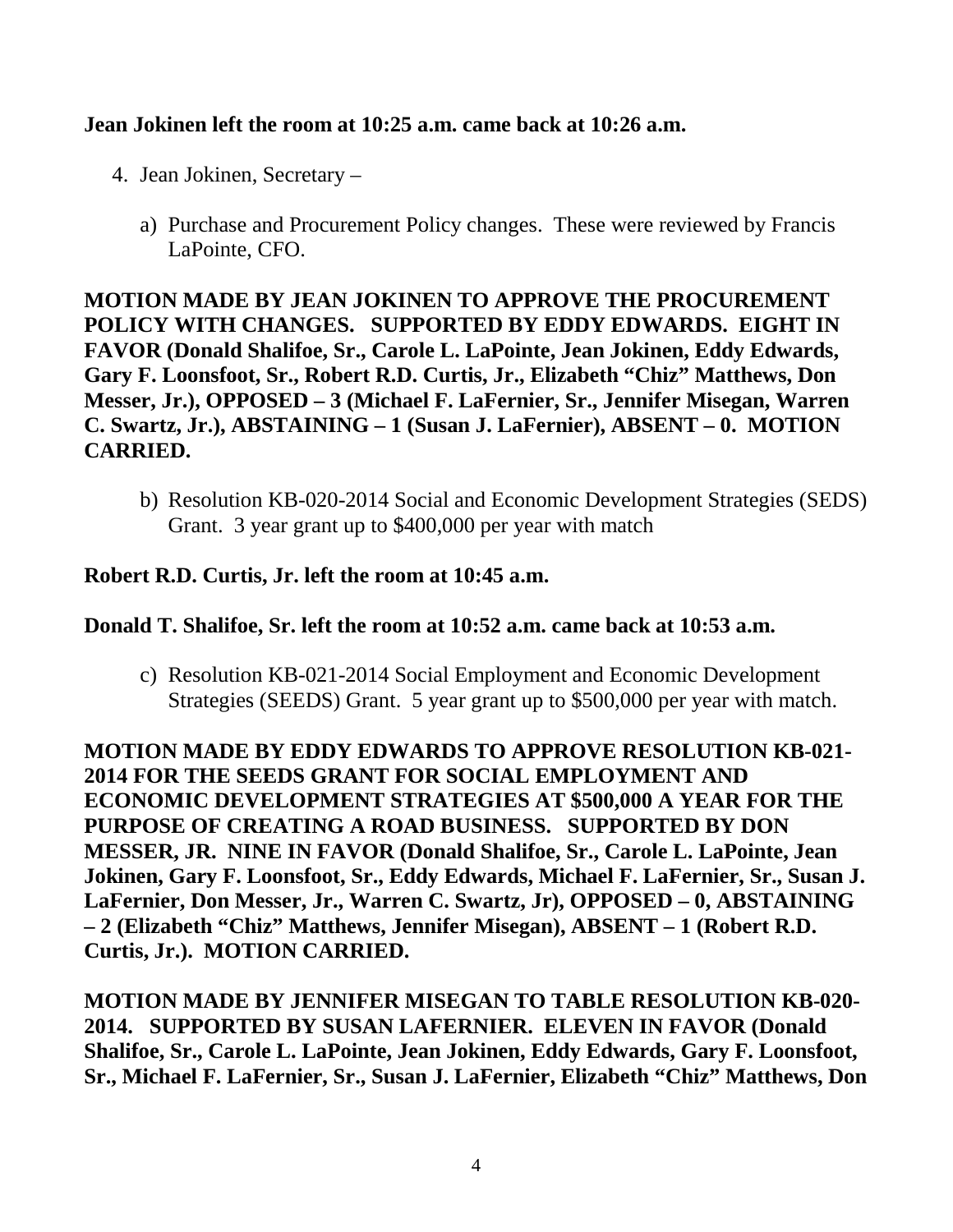**Jean Jokinen left the room at 10:25 a.m. came back at 10:26 a.m.**

4. Jean Jokinen, Secretary –

   a) Purchase and Procurement Policy changes. These were reviewed by Francis LaPointe, CFO.

**MOTION MADE BY JEAN JOKINEN TO APPROVE THE PROCUREMENT POLICY WITH CHANGES. SUPPORTED BY EDDY EDWARDS. EIGHT IN FAVOR (Donald Shalifoe, Sr., Carole L. LaPointe, Jean Jokinen, Eddy Edwards, Gary F. Loonsfoot, Sr., Robert R.D. Curtis, Jr., Elizabeth "Chiz" Matthews, Don Messer, Jr.), OPPOSED – 3 (Michael F. LaFernier, Sr., Jennifer Misegan, Warren C. Swartz, Jr.), ABSTAINING – 1 (Susan J. LaFernier), ABSENT – 0. MOTION CARRIED.**

   b) Resolution KB-020-2014 Social and Economic Development Strategies (SEDS) Grant. 3 year grant up to $400,000 per year with match

**Robert R.D. Curtis, Jr. left the room at 10:45 a.m.**

**Donald T. Shalifoe, Sr. left the room at 10:52 a.m. came back at 10:53 a.m.**

   c) Resolution KB-021-2014 Social Employment and Economic Development Strategies (SEEDS) Grant. 5 year grant up to $500,000 per year with match.

**MOTION MADE BY EDDY EDWARDS TO APPROVE RESOLUTION KB-021-2014 FOR THE SEEDS GRANT FOR SOCIAL EMPLOYMENT AND ECONOMIC DEVELOPMENT STRATEGIES AT $500,000 A YEAR FOR THE PURPOSE OF CREATING A ROAD BUSINESS. SUPPORTED BY DON MESSER, JR. NINE IN FAVOR (Donald Shalifoe, Sr., Carole L. LaPointe, Jean Jokinen, Gary F. Loonsfoot, Sr., Eddy Edwards, Michael F. LaFernier, Sr., Susan J. LaFernier, Don Messer, Jr., Warren C. Swartz, Jr), OPPOSED – 0, ABSTAINING – 2 (Elizabeth "Chiz" Matthews, Jennifer Misegan), ABSENT – 1 (Robert R.D. Curtis, Jr.). MOTION CARRIED.**

**MOTION MADE BY JENNIFER MISEGAN TO TABLE RESOLUTION KB-020-2014. SUPPORTED BY SUSAN LAFERNIER. ELEVEN IN FAVOR (Donald Shalifoe, Sr., Carole L. LaPointe, Jean Jokinen, Eddy Edwards, Gary F. Loonsfoot, Sr., Michael F. LaFernier, Sr., Susan J. LaFernier, Elizabeth "Chiz" Matthews, Don**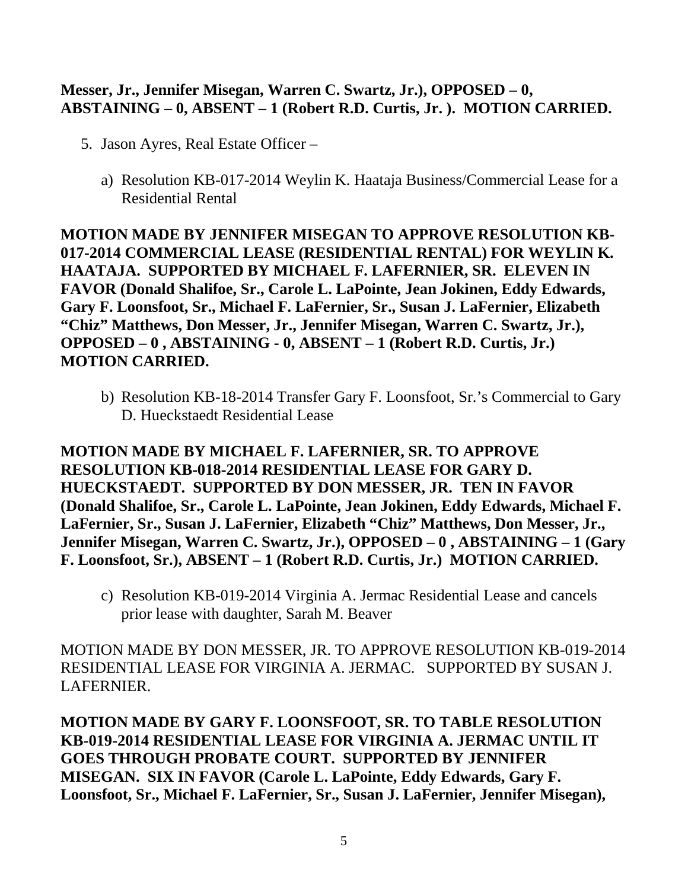**Messer, Jr., Jennifer Misegan, Warren C. Swartz, Jr.), OPPOSED – 0, ABSTAINING – 0, ABSENT – 1 (Robert R.D. Curtis, Jr. ). MOTION CARRIED.**

5. Jason Ayres, Real Estate Officer –

   a) Resolution KB-017-2014 Weylin K. Haataja Business/Commercial Lease for a Residential Rental

**MOTION MADE BY JENNIFER MISEGAN TO APPROVE RESOLUTION KB-017-2014 COMMERCIAL LEASE (RESIDENTIAL RENTAL) FOR WEYLIN K. HAATAJA. SUPPORTED BY MICHAEL F. LAFERNIER, SR. ELEVEN IN FAVOR (Donald Shalifoe, Sr., Carole L. LaPointe, Jean Jokinen, Eddy Edwards, Gary F. Loonsfoot, Sr., Michael F. LaFernier, Sr., Susan J. LaFernier, Elizabeth "Chiz" Matthews, Don Messer, Jr., Jennifer Misegan, Warren C. Swartz, Jr.), OPPOSED – 0 , ABSTAINING - 0, ABSENT – 1 (Robert R.D. Curtis, Jr.) MOTION CARRIED.**

   b) Resolution KB-18-2014 Transfer Gary F. Loonsfoot, Sr.'s Commercial to Gary D. Hueckstaedt Residential Lease

**MOTION MADE BY MICHAEL F. LAFERNIER, SR. TO APPROVE RESOLUTION KB-018-2014 RESIDENTIAL LEASE FOR GARY D. HUECKSTAEDT. SUPPORTED BY DON MESSER, JR. TEN IN FAVOR (Donald Shalifoe, Sr., Carole L. LaPointe, Jean Jokinen, Eddy Edwards, Michael F. LaFernier, Sr., Susan J. LaFernier, Elizabeth "Chiz" Matthews, Don Messer, Jr., Jennifer Misegan, Warren C. Swartz, Jr.), OPPOSED – 0 , ABSTAINING – 1 (Gary F. Loonsfoot, Sr.), ABSENT – 1 (Robert R.D. Curtis, Jr.) MOTION CARRIED.**

   c) Resolution KB-019-2014 Virginia A. Jermac Residential Lease and cancels prior lease with daughter, Sarah M. Beaver

MOTION MADE BY DON MESSER, JR. TO APPROVE RESOLUTION KB-019-2014 RESIDENTIAL LEASE FOR VIRGINIA A. JERMAC. SUPPORTED BY SUSAN J. LAFERNIER.

**MOTION MADE BY GARY F. LOONSFOOT, SR. TO TABLE RESOLUTION KB-019-2014 RESIDENTIAL LEASE FOR VIRGINIA A. JERMAC UNTIL IT GOES THROUGH PROBATE COURT. SUPPORTED BY JENNIFER MISEGAN. SIX IN FAVOR (Carole L. LaPointe, Eddy Edwards, Gary F. Loonsfoot, Sr., Michael F. LaFernier, Sr., Susan J. LaFernier, Jennifer Misegan),**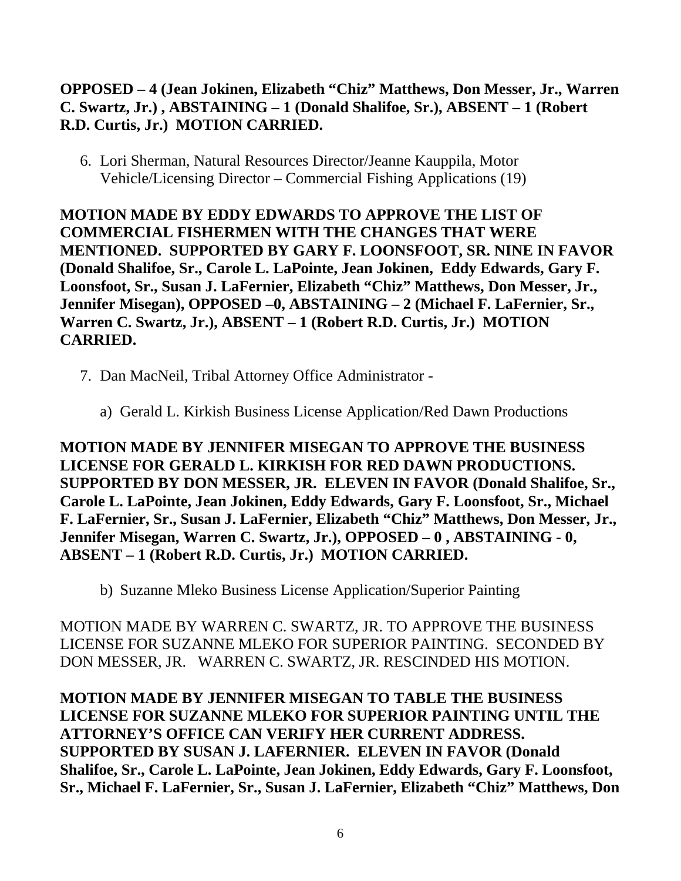**OPPOSED – 4 (Jean Jokinen, Elizabeth "Chiz" Matthews, Don Messer, Jr., Warren C. Swartz, Jr.) , ABSTAINING – 1 (Donald Shalifoe, Sr.), ABSENT – 1 (Robert R.D. Curtis, Jr.) MOTION CARRIED.**

6. Lori Sherman, Natural Resources Director/Jeanne Kauppila, Motor Vehicle/Licensing Director – Commercial Fishing Applications (19)

**MOTION MADE BY EDDY EDWARDS TO APPROVE THE LIST OF COMMERCIAL FISHERMEN WITH THE CHANGES THAT WERE MENTIONED. SUPPORTED BY GARY F. LOONSFOOT, SR. NINE IN FAVOR (Donald Shalifoe, Sr., Carole L. LaPointe, Jean Jokinen, Eddy Edwards, Gary F. Loonsfoot, Sr., Susan J. LaFernier, Elizabeth "Chiz" Matthews, Don Messer, Jr., Jennifer Misegan), OPPOSED –0, ABSTAINING – 2 (Michael F. LaFernier, Sr., Warren C. Swartz, Jr.), ABSENT – 1 (Robert R.D. Curtis, Jr.) MOTION CARRIED.**

7. Dan MacNeil, Tribal Attorney Office Administrator -

   a) Gerald L. Kirkish Business License Application/Red Dawn Productions

**MOTION MADE BY JENNIFER MISEGAN TO APPROVE THE BUSINESS LICENSE FOR GERALD L. KIRKISH FOR RED DAWN PRODUCTIONS. SUPPORTED BY DON MESSER, JR. ELEVEN IN FAVOR (Donald Shalifoe, Sr., Carole L. LaPointe, Jean Jokinen, Eddy Edwards, Gary F. Loonsfoot, Sr., Michael F. LaFernier, Sr., Susan J. LaFernier, Elizabeth "Chiz" Matthews, Don Messer, Jr., Jennifer Misegan, Warren C. Swartz, Jr.), OPPOSED – 0 , ABSTAINING - 0, ABSENT – 1 (Robert R.D. Curtis, Jr.) MOTION CARRIED.**

   b) Suzanne Mleko Business License Application/Superior Painting

MOTION MADE BY WARREN C. SWARTZ, JR. TO APPROVE THE BUSINESS LICENSE FOR SUZANNE MLEKO FOR SUPERIOR PAINTING. SECONDED BY DON MESSER, JR. WARREN C. SWARTZ, JR. RESCINDED HIS MOTION.

**MOTION MADE BY JENNIFER MISEGAN TO TABLE THE BUSINESS LICENSE FOR SUZANNE MLEKO FOR SUPERIOR PAINTING UNTIL THE ATTORNEY'S OFFICE CAN VERIFY HER CURRENT ADDRESS. SUPPORTED BY SUSAN J. LAFERNIER. ELEVEN IN FAVOR (Donald Shalifoe, Sr., Carole L. LaPointe, Jean Jokinen, Eddy Edwards, Gary F. Loonsfoot, Sr., Michael F. LaFernier, Sr., Susan J. LaFernier, Elizabeth "Chiz" Matthews, Don**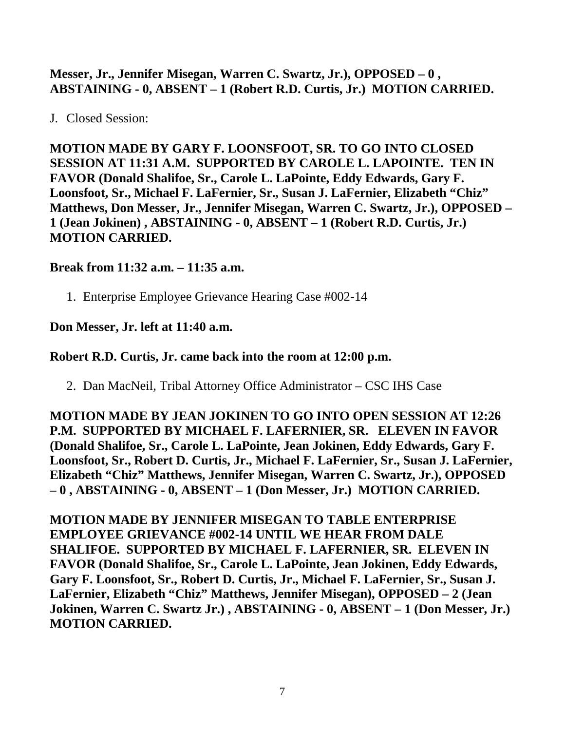**Messer, Jr., Jennifer Misegan, Warren C. Swartz, Jr.), OPPOSED – 0 , ABSTAINING - 0, ABSENT – 1 (Robert R.D. Curtis, Jr.) MOTION CARRIED.**

J. Closed Session:

**MOTION MADE BY GARY F. LOONSFOOT, SR. TO GO INTO CLOSED SESSION AT 11:31 A.M. SUPPORTED BY CAROLE L. LAPOINTE. TEN IN FAVOR (Donald Shalifoe, Sr., Carole L. LaPointe, Eddy Edwards, Gary F. Loonsfoot, Sr., Michael F. LaFernier, Sr., Susan J. LaFernier, Elizabeth "Chiz" Matthews, Don Messer, Jr., Jennifer Misegan, Warren C. Swartz, Jr.), OPPOSED – 1 (Jean Jokinen) , ABSTAINING - 0, ABSENT – 1 (Robert R.D. Curtis, Jr.) MOTION CARRIED.**

**Break from 11:32 a.m. – 11:35 a.m.**

1. Enterprise Employee Grievance Hearing Case #002-14

**Don Messer, Jr. left at 11:40 a.m.**

**Robert R.D. Curtis, Jr. came back into the room at 12:00 p.m.**

2. Dan MacNeil, Tribal Attorney Office Administrator – CSC IHS Case

**MOTION MADE BY JEAN JOKINEN TO GO INTO OPEN SESSION AT 12:26 P.M. SUPPORTED BY MICHAEL F. LAFERNIER, SR. ELEVEN IN FAVOR (Donald Shalifoe, Sr., Carole L. LaPointe, Jean Jokinen, Eddy Edwards, Gary F. Loonsfoot, Sr., Robert D. Curtis, Jr., Michael F. LaFernier, Sr., Susan J. LaFernier, Elizabeth "Chiz" Matthews, Jennifer Misegan, Warren C. Swartz, Jr.), OPPOSED – 0 , ABSTAINING - 0, ABSENT – 1 (Don Messer, Jr.) MOTION CARRIED.**

**MOTION MADE BY JENNIFER MISEGAN TO TABLE ENTERPRISE EMPLOYEE GRIEVANCE #002-14 UNTIL WE HEAR FROM DALE SHALIFOE. SUPPORTED BY MICHAEL F. LAFERNIER, SR. ELEVEN IN FAVOR (Donald Shalifoe, Sr., Carole L. LaPointe, Jean Jokinen, Eddy Edwards, Gary F. Loonsfoot, Sr., Robert D. Curtis, Jr., Michael F. LaFernier, Sr., Susan J. LaFernier, Elizabeth "Chiz" Matthews, Jennifer Misegan), OPPOSED – 2 (Jean Jokinen, Warren C. Swartz Jr.) , ABSTAINING - 0, ABSENT – 1 (Don Messer, Jr.) MOTION CARRIED.**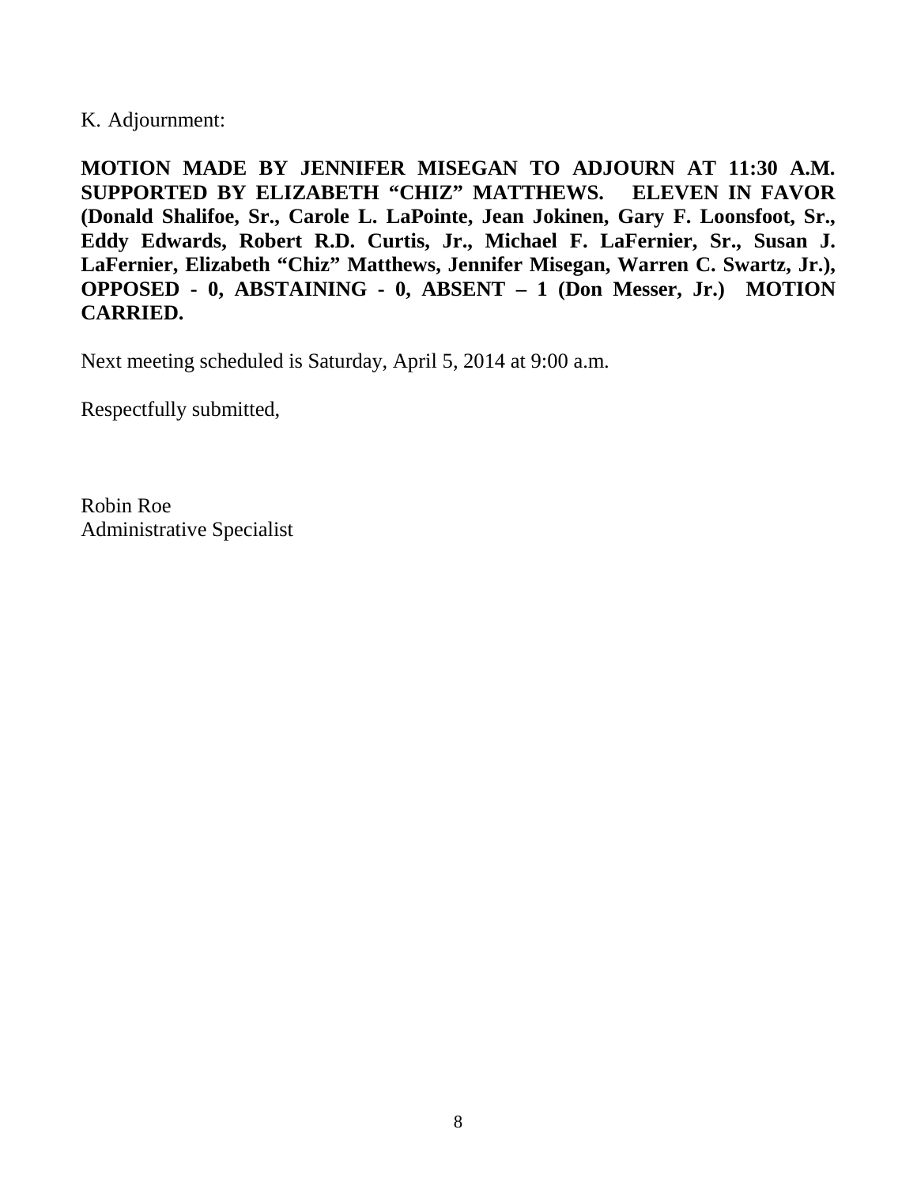K. Adjournment:

**MOTION MADE BY JENNIFER MISEGAN TO ADJOURN AT 11:30 A.M. SUPPORTED BY ELIZABETH "CHIZ" MATTHEWS. ELEVEN IN FAVOR (Donald Shalifoe, Sr., Carole L. LaPointe, Jean Jokinen, Gary F. Loonsfoot, Sr., Eddy Edwards, Robert R.D. Curtis, Jr., Michael F. LaFernier, Sr., Susan J. LaFernier, Elizabeth "Chiz" Matthews, Jennifer Misegan, Warren C. Swartz, Jr.), OPPOSED - 0, ABSTAINING - 0, ABSENT – 1 (Don Messer, Jr.) MOTION CARRIED.**

Next meeting scheduled is Saturday, April 5, 2014 at 9:00 a.m.

Respectfully submitted,

Robin Roe
Administrative Specialist